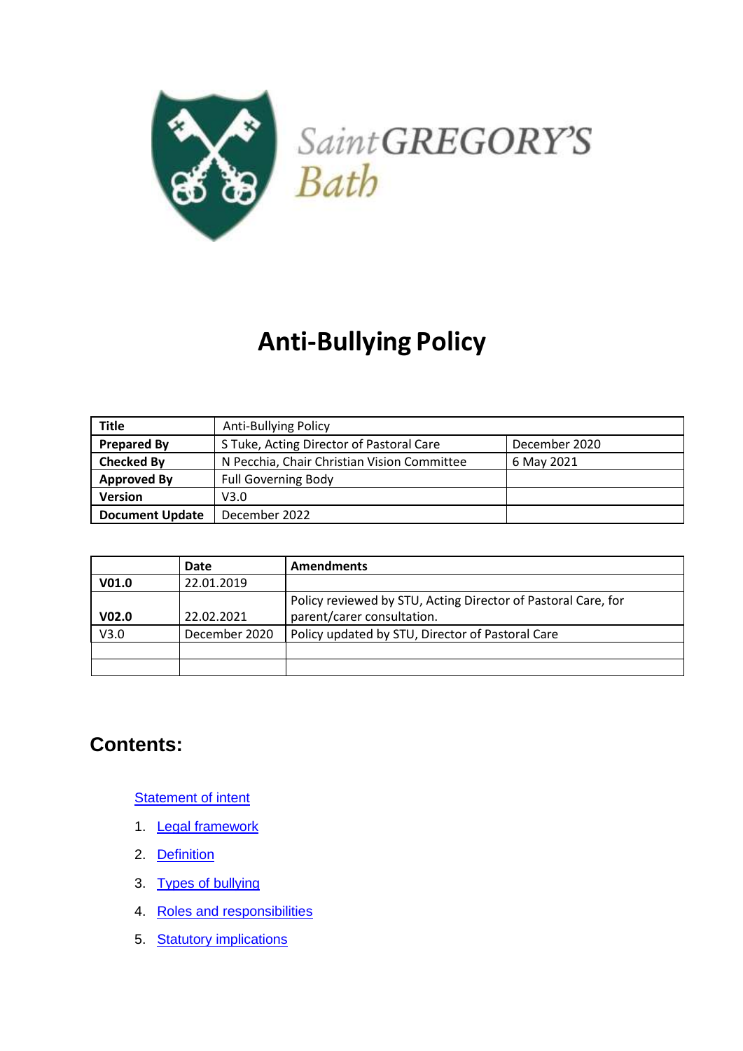Saint GREGORY'S Bath

# Anti-Bullying Policy

| Title | Anti-Bullying Policy | |
|---|---|---|
| **Prepared By** | S Tuke, Acting Director of Pastoral Care | December 2020 |
| **Checked By** | N Pecchia, Chair Christian Vision Committee | 6 May 2021 |
| **Approved By** | Full Governing Body | |
| **Version** | V3.0 | |
| **Document Update** | December 2022 | |

| | Date | Amendments |
|---|---|---|
| **V01.0** | 22.01.2019 | |
| **V02.0** | 22.02.2021 | Policy reviewed by STU, Acting Director of Pastoral Care, for parent/carer consultation. |
| V3.0 | December 2020 | Policy updated by STU, Director of Pastoral Care |
| | | |
| | | |

## Contents:

Statement of intent

1. Legal framework
2. Definition
3. Types of bullying
4. Roles and responsibilities
5. Statutory implications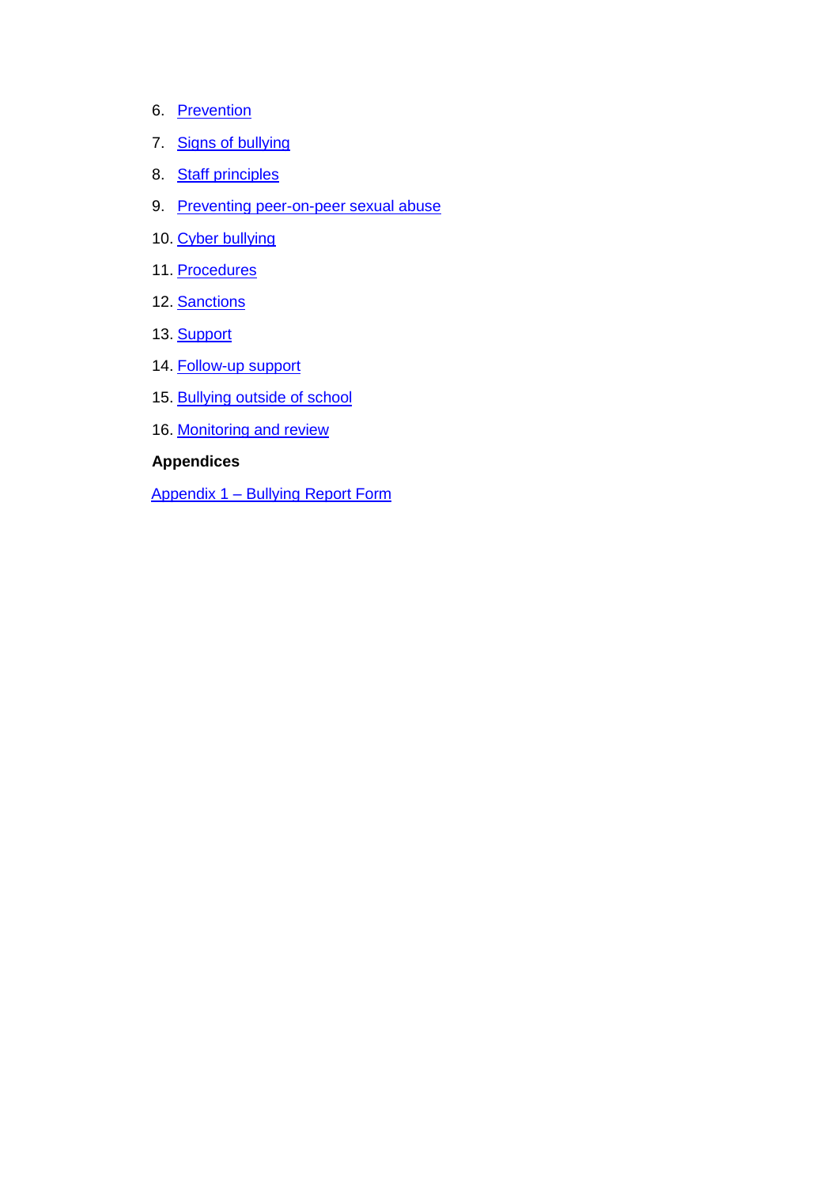6. Prevention
7. Signs of bullying
8. Staff principles
9. Preventing peer-on-peer sexual abuse
10. Cyber bullying
11. Procedures
12. Sanctions
13. Support
14. Follow-up support
15. Bullying outside of school
16. Monitoring and review

**Appendices**

Appendix 1 – Bullying Report Form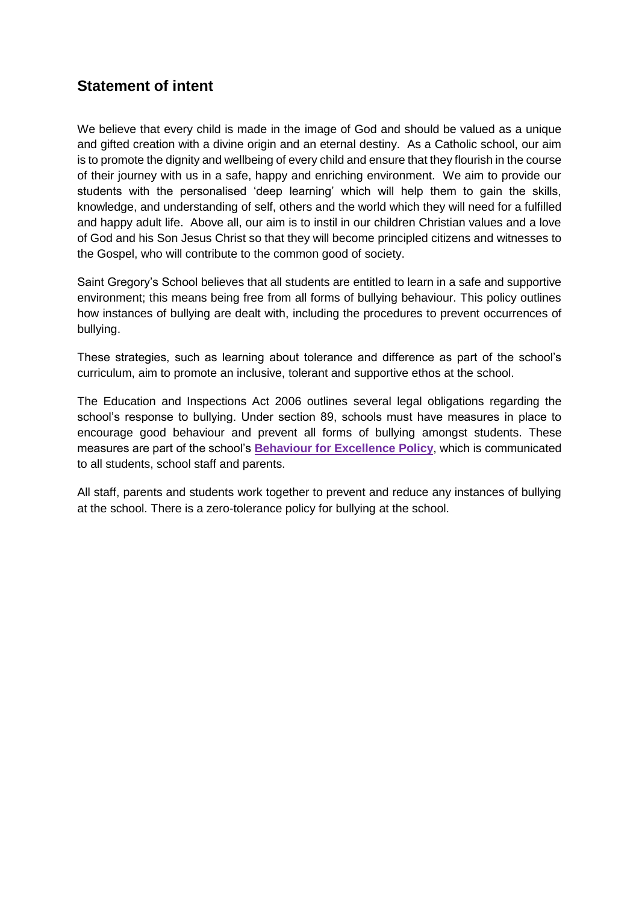## Statement of intent

We believe that every child is made in the image of God and should be valued as a unique and gifted creation with a divine origin and an eternal destiny. As a Catholic school, our aim is to promote the dignity and wellbeing of every child and ensure that they flourish in the course of their journey with us in a safe, happy and enriching environment. We aim to provide our students with the personalised 'deep learning' which will help them to gain the skills, knowledge, and understanding of self, others and the world which they will need for a fulfilled and happy adult life. Above all, our aim is to instil in our children Christian values and a love of God and his Son Jesus Christ so that they will become principled citizens and witnesses to the Gospel, who will contribute to the common good of society.

Saint Gregory's School believes that all students are entitled to learn in a safe and supportive environment; this means being free from all forms of bullying behaviour. This policy outlines how instances of bullying are dealt with, including the procedures to prevent occurrences of bullying.

These strategies, such as learning about tolerance and difference as part of the school's curriculum, aim to promote an inclusive, tolerant and supportive ethos at the school.

The Education and Inspections Act 2006 outlines several legal obligations regarding the school's response to bullying. Under section 89, schools must have measures in place to encourage good behaviour and prevent all forms of bullying amongst students. These measures are part of the school's **Behaviour for Excellence Policy**, which is communicated to all students, school staff and parents.

All staff, parents and students work together to prevent and reduce any instances of bullying at the school. There is a zero-tolerance policy for bullying at the school.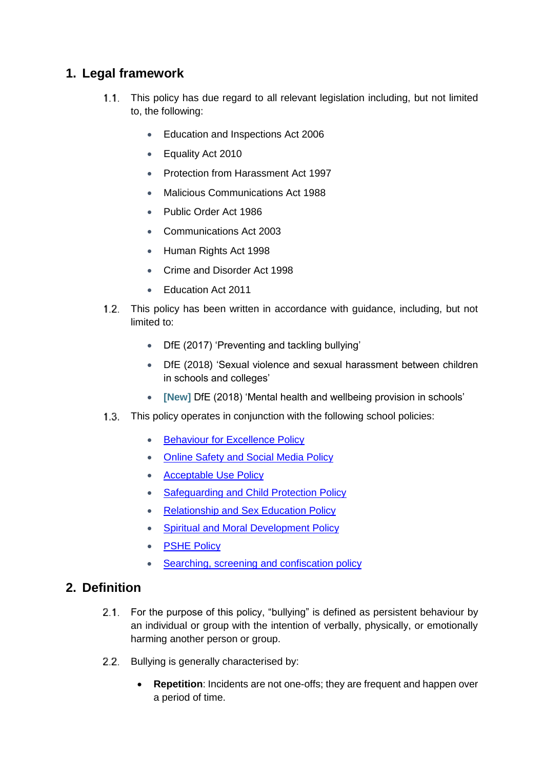## 1. Legal framework

1.1. This policy has due regard to all relevant legislation including, but not limited to, the following:

- Education and Inspections Act 2006
- Equality Act 2010
- Protection from Harassment Act 1997
- Malicious Communications Act 1988
- Public Order Act 1986
- Communications Act 2003
- Human Rights Act 1998
- Crime and Disorder Act 1998
- Education Act 2011

1.2. This policy has been written in accordance with guidance, including, but not limited to:

- DfE (2017) 'Preventing and tackling bullying'
- DfE (2018) 'Sexual violence and sexual harassment between children in schools and colleges'
- **[New]** DfE (2018) 'Mental health and wellbeing provision in schools'

1.3. This policy operates in conjunction with the following school policies:

- Behaviour for Excellence Policy
- Online Safety and Social Media Policy
- Acceptable Use Policy
- Safeguarding and Child Protection Policy
- Relationship and Sex Education Policy
- Spiritual and Moral Development Policy
- PSHE Policy
- Searching, screening and confiscation policy

## 2. Definition

2.1. For the purpose of this policy, "bullying" is defined as persistent behaviour by an individual or group with the intention of verbally, physically, or emotionally harming another person or group.

2.2. Bullying is generally characterised by:

- **Repetition**: Incidents are not one-offs; they are frequent and happen over a period of time.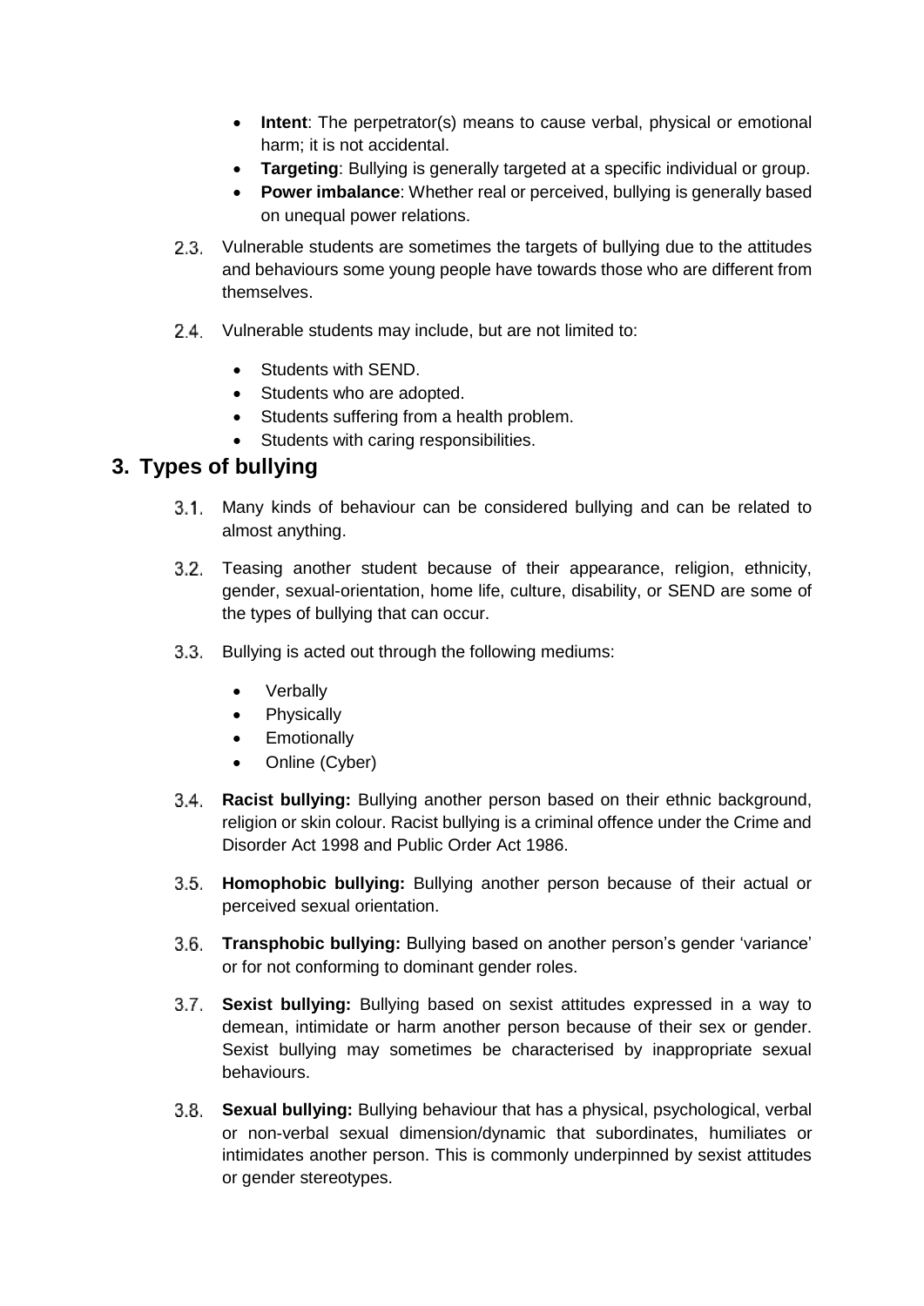- **Intent**: The perpetrator(s) means to cause verbal, physical or emotional harm; it is not accidental.
- **Targeting**: Bullying is generally targeted at a specific individual or group.
- **Power imbalance**: Whether real or perceived, bullying is generally based on unequal power relations.

2.3. Vulnerable students are sometimes the targets of bullying due to the attitudes and behaviours some young people have towards those who are different from themselves.

2.4. Vulnerable students may include, but are not limited to:

- Students with SEND.
- Students who are adopted.
- Students suffering from a health problem.
- Students with caring responsibilities.

## 3. Types of bullying

3.1. Many kinds of behaviour can be considered bullying and can be related to almost anything.

3.2. Teasing another student because of their appearance, religion, ethnicity, gender, sexual-orientation, home life, culture, disability, or SEND are some of the types of bullying that can occur.

3.3. Bullying is acted out through the following mediums:

- Verbally
- Physically
- Emotionally
- Online (Cyber)

3.4. **Racist bullying:** Bullying another person based on their ethnic background, religion or skin colour. Racist bullying is a criminal offence under the Crime and Disorder Act 1998 and Public Order Act 1986.

3.5. **Homophobic bullying:** Bullying another person because of their actual or perceived sexual orientation.

3.6. **Transphobic bullying:** Bullying based on another person's gender 'variance' or for not conforming to dominant gender roles.

3.7. **Sexist bullying:** Bullying based on sexist attitudes expressed in a way to demean, intimidate or harm another person because of their sex or gender. Sexist bullying may sometimes be characterised by inappropriate sexual behaviours.

3.8. **Sexual bullying:** Bullying behaviour that has a physical, psychological, verbal or non-verbal sexual dimension/dynamic that subordinates, humiliates or intimidates another person. This is commonly underpinned by sexist attitudes or gender stereotypes.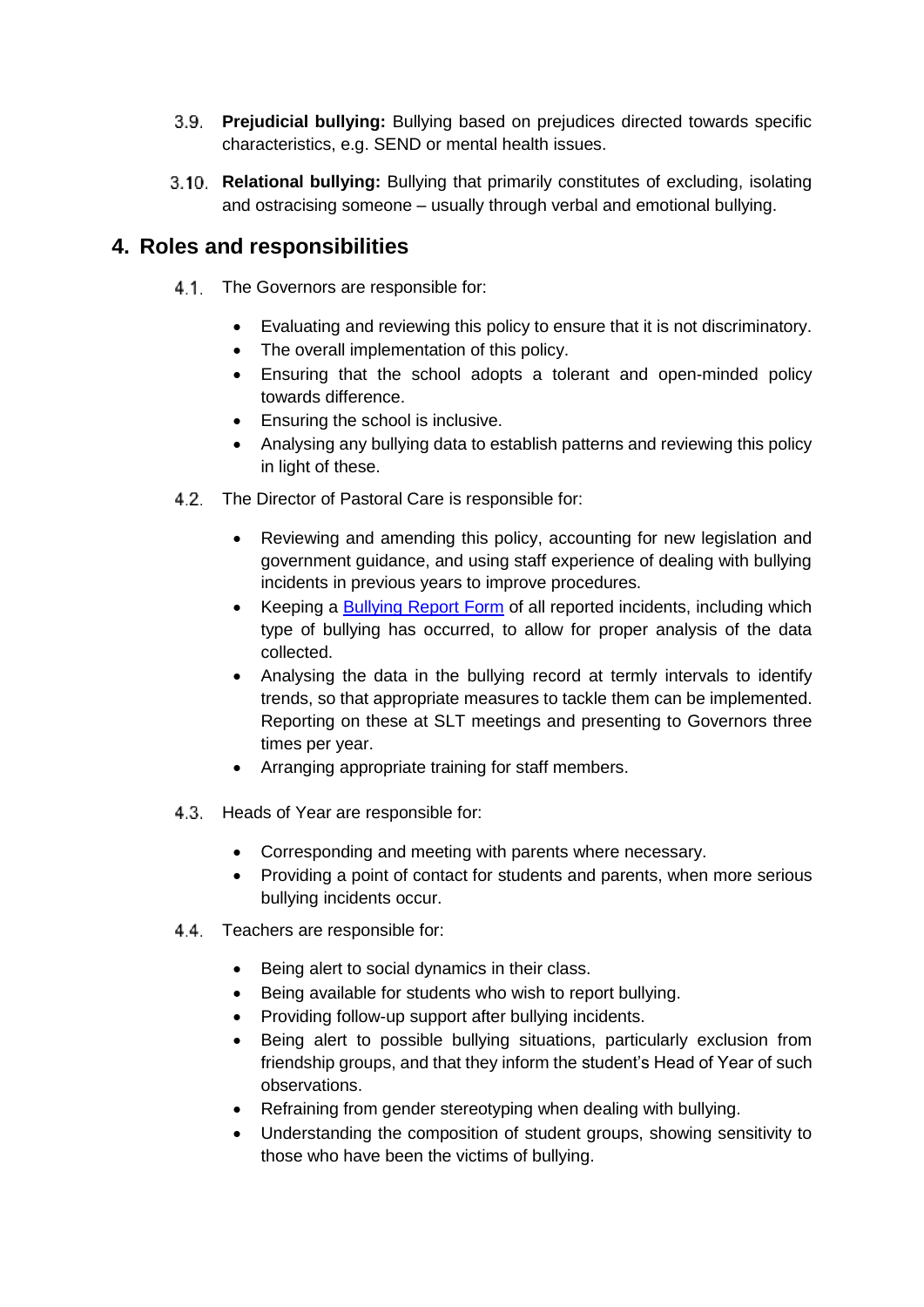3.9. **Prejudicial bullying:** Bullying based on prejudices directed towards specific characteristics, e.g. SEND or mental health issues.

3.10. **Relational bullying:** Bullying that primarily constitutes of excluding, isolating and ostracising someone – usually through verbal and emotional bullying.

## 4. Roles and responsibilities

4.1. The Governors are responsible for:

- Evaluating and reviewing this policy to ensure that it is not discriminatory.
- The overall implementation of this policy.
- Ensuring that the school adopts a tolerant and open-minded policy towards difference.
- Ensuring the school is inclusive.
- Analysing any bullying data to establish patterns and reviewing this policy in light of these.

4.2. The Director of Pastoral Care is responsible for:

- Reviewing and amending this policy, accounting for new legislation and government guidance, and using staff experience of dealing with bullying incidents in previous years to improve procedures.
- Keeping a Bullying Report Form of all reported incidents, including which type of bullying has occurred, to allow for proper analysis of the data collected.
- Analysing the data in the bullying record at termly intervals to identify trends, so that appropriate measures to tackle them can be implemented. Reporting on these at SLT meetings and presenting to Governors three times per year.
- Arranging appropriate training for staff members.

4.3. Heads of Year are responsible for:

- Corresponding and meeting with parents where necessary.
- Providing a point of contact for students and parents, when more serious bullying incidents occur.

4.4. Teachers are responsible for:

- Being alert to social dynamics in their class.
- Being available for students who wish to report bullying.
- Providing follow-up support after bullying incidents.
- Being alert to possible bullying situations, particularly exclusion from friendship groups, and that they inform the student's Head of Year of such observations.
- Refraining from gender stereotyping when dealing with bullying.
- Understanding the composition of student groups, showing sensitivity to those who have been the victims of bullying.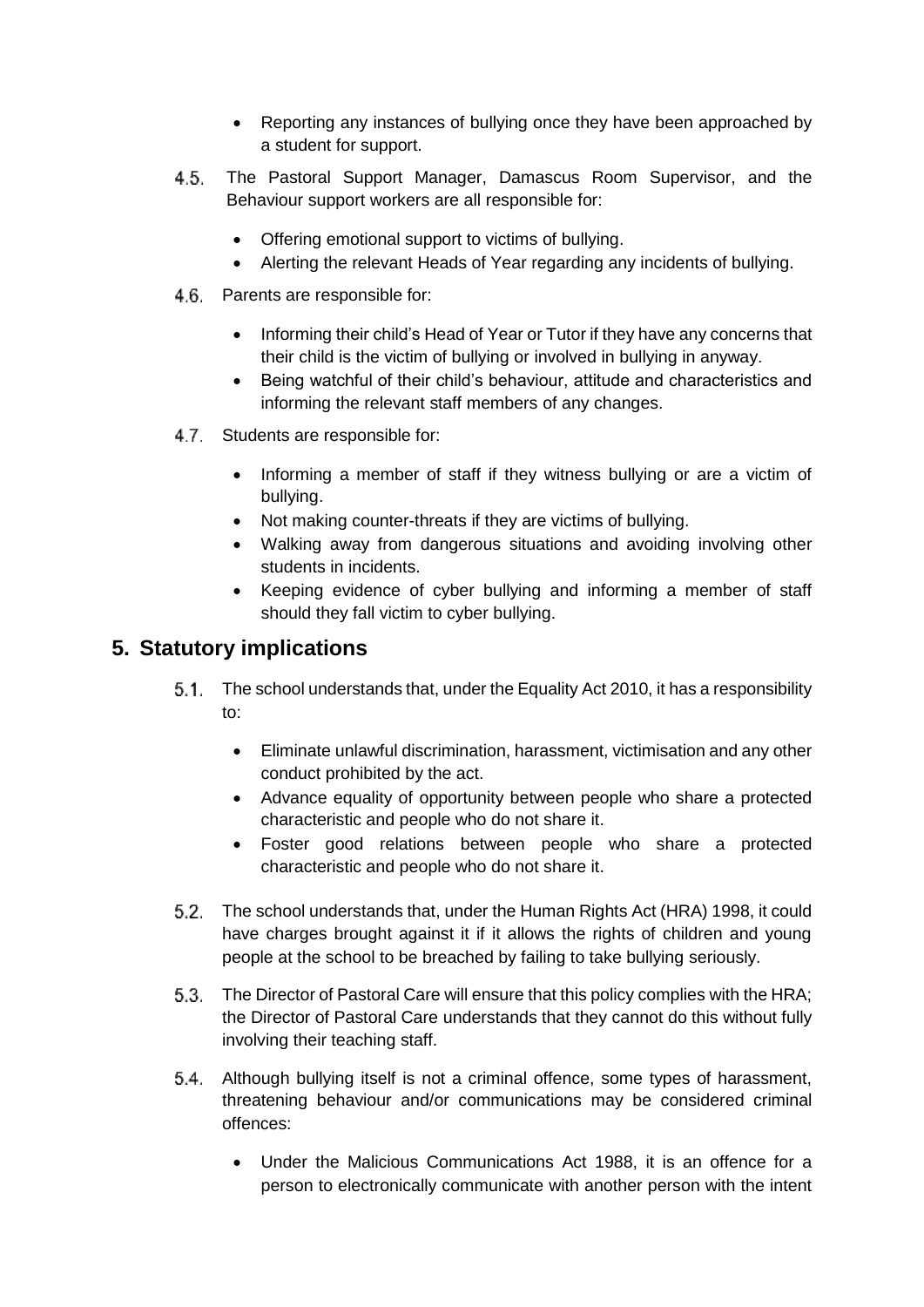- Reporting any instances of bullying once they have been approached by a student for support.

4.5. The Pastoral Support Manager, Damascus Room Supervisor, and the Behaviour support workers are all responsible for:

- Offering emotional support to victims of bullying.
- Alerting the relevant Heads of Year regarding any incidents of bullying.

4.6. Parents are responsible for:

- Informing their child's Head of Year or Tutor if they have any concerns that their child is the victim of bullying or involved in bullying in anyway.
- Being watchful of their child's behaviour, attitude and characteristics and informing the relevant staff members of any changes.

4.7. Students are responsible for:

- Informing a member of staff if they witness bullying or are a victim of bullying.
- Not making counter-threats if they are victims of bullying.
- Walking away from dangerous situations and avoiding involving other students in incidents.
- Keeping evidence of cyber bullying and informing a member of staff should they fall victim to cyber bullying.

## 5. Statutory implications

5.1. The school understands that, under the Equality Act 2010, it has a responsibility to:

- Eliminate unlawful discrimination, harassment, victimisation and any other conduct prohibited by the act.
- Advance equality of opportunity between people who share a protected characteristic and people who do not share it.
- Foster good relations between people who share a protected characteristic and people who do not share it.

5.2. The school understands that, under the Human Rights Act (HRA) 1998, it could have charges brought against it if it allows the rights of children and young people at the school to be breached by failing to take bullying seriously.

5.3. The Director of Pastoral Care will ensure that this policy complies with the HRA; the Director of Pastoral Care understands that they cannot do this without fully involving their teaching staff.

5.4. Although bullying itself is not a criminal offence, some types of harassment, threatening behaviour and/or communications may be considered criminal offences:

- Under the Malicious Communications Act 1988, it is an offence for a person to electronically communicate with another person with the intent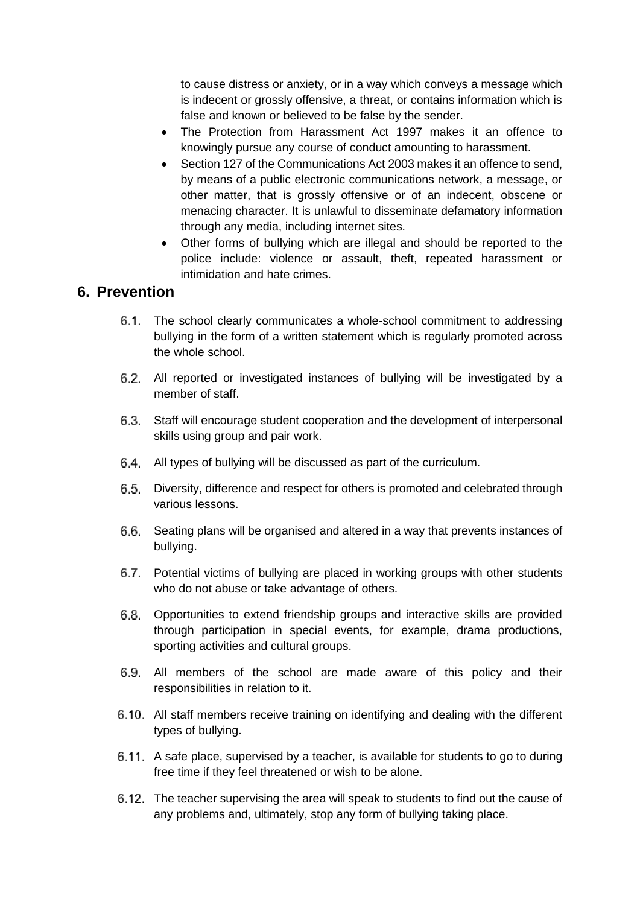to cause distress or anxiety, or in a way which conveys a message which is indecent or grossly offensive, a threat, or contains information which is false and known or believed to be false by the sender.

- The Protection from Harassment Act 1997 makes it an offence to knowingly pursue any course of conduct amounting to harassment.
- Section 127 of the Communications Act 2003 makes it an offence to send, by means of a public electronic communications network, a message, or other matter, that is grossly offensive or of an indecent, obscene or menacing character. It is unlawful to disseminate defamatory information through any media, including internet sites.
- Other forms of bullying which are illegal and should be reported to the police include: violence or assault, theft, repeated harassment or intimidation and hate crimes.

## 6. Prevention

6.1. The school clearly communicates a whole-school commitment to addressing bullying in the form of a written statement which is regularly promoted across the whole school.

6.2. All reported or investigated instances of bullying will be investigated by a member of staff.

6.3. Staff will encourage student cooperation and the development of interpersonal skills using group and pair work.

6.4. All types of bullying will be discussed as part of the curriculum.

6.5. Diversity, difference and respect for others is promoted and celebrated through various lessons.

6.6. Seating plans will be organised and altered in a way that prevents instances of bullying.

6.7. Potential victims of bullying are placed in working groups with other students who do not abuse or take advantage of others.

6.8. Opportunities to extend friendship groups and interactive skills are provided through participation in special events, for example, drama productions, sporting activities and cultural groups.

6.9. All members of the school are made aware of this policy and their responsibilities in relation to it.

6.10. All staff members receive training on identifying and dealing with the different types of bullying.

6.11. A safe place, supervised by a teacher, is available for students to go to during free time if they feel threatened or wish to be alone.

6.12. The teacher supervising the area will speak to students to find out the cause of any problems and, ultimately, stop any form of bullying taking place.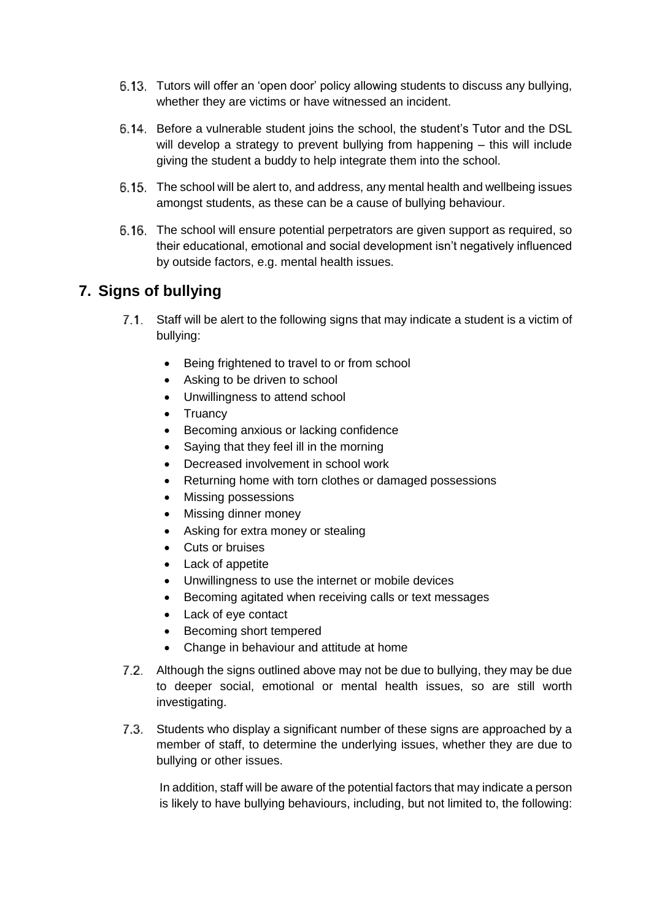6.13. Tutors will offer an 'open door' policy allowing students to discuss any bullying, whether they are victims or have witnessed an incident.

6.14. Before a vulnerable student joins the school, the student's Tutor and the DSL will develop a strategy to prevent bullying from happening – this will include giving the student a buddy to help integrate them into the school.

6.15. The school will be alert to, and address, any mental health and wellbeing issues amongst students, as these can be a cause of bullying behaviour.

6.16. The school will ensure potential perpetrators are given support as required, so their educational, emotional and social development isn't negatively influenced by outside factors, e.g. mental health issues.

## 7. Signs of bullying

7.1. Staff will be alert to the following signs that may indicate a student is a victim of bullying:

- Being frightened to travel to or from school
- Asking to be driven to school
- Unwillingness to attend school
- Truancy
- Becoming anxious or lacking confidence
- Saying that they feel ill in the morning
- Decreased involvement in school work
- Returning home with torn clothes or damaged possessions
- Missing possessions
- Missing dinner money
- Asking for extra money or stealing
- Cuts or bruises
- Lack of appetite
- Unwillingness to use the internet or mobile devices
- Becoming agitated when receiving calls or text messages
- Lack of eye contact
- Becoming short tempered
- Change in behaviour and attitude at home

7.2. Although the signs outlined above may not be due to bullying, they may be due to deeper social, emotional or mental health issues, so are still worth investigating.

7.3. Students who display a significant number of these signs are approached by a member of staff, to determine the underlying issues, whether they are due to bullying or other issues.

In addition, staff will be aware of the potential factors that may indicate a person is likely to have bullying behaviours, including, but not limited to, the following: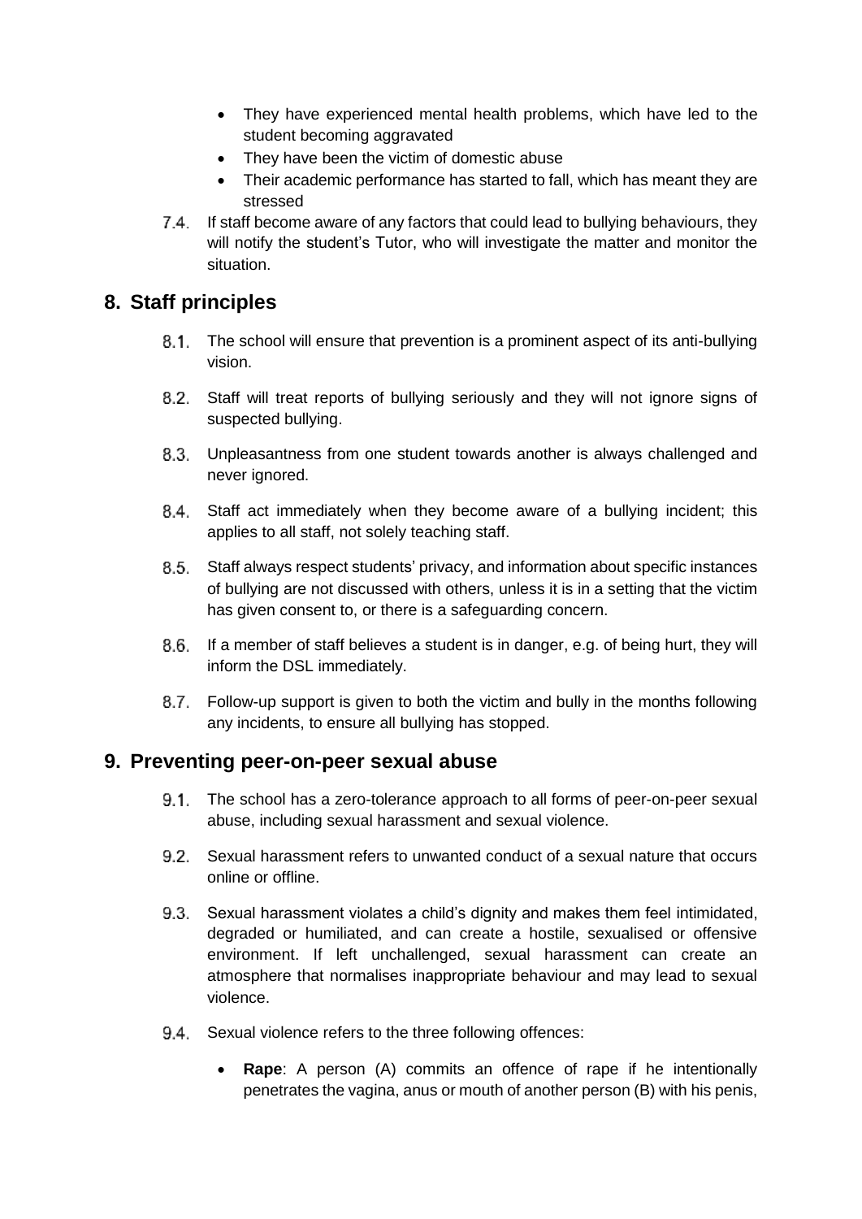- They have experienced mental health problems, which have led to the student becoming aggravated
- They have been the victim of domestic abuse
- Their academic performance has started to fall, which has meant they are stressed

7.4. If staff become aware of any factors that could lead to bullying behaviours, they will notify the student's Tutor, who will investigate the matter and monitor the situation.

## 8. Staff principles

8.1. The school will ensure that prevention is a prominent aspect of its anti-bullying vision.

8.2. Staff will treat reports of bullying seriously and they will not ignore signs of suspected bullying.

8.3. Unpleasantness from one student towards another is always challenged and never ignored.

8.4. Staff act immediately when they become aware of a bullying incident; this applies to all staff, not solely teaching staff.

8.5. Staff always respect students' privacy, and information about specific instances of bullying are not discussed with others, unless it is in a setting that the victim has given consent to, or there is a safeguarding concern.

8.6. If a member of staff believes a student is in danger, e.g. of being hurt, they will inform the DSL immediately.

8.7. Follow-up support is given to both the victim and bully in the months following any incidents, to ensure all bullying has stopped.

## 9. Preventing peer-on-peer sexual abuse

9.1. The school has a zero-tolerance approach to all forms of peer-on-peer sexual abuse, including sexual harassment and sexual violence.

9.2. Sexual harassment refers to unwanted conduct of a sexual nature that occurs online or offline.

9.3. Sexual harassment violates a child's dignity and makes them feel intimidated, degraded or humiliated, and can create a hostile, sexualised or offensive environment. If left unchallenged, sexual harassment can create an atmosphere that normalises inappropriate behaviour and may lead to sexual violence.

9.4. Sexual violence refers to the three following offences:

- **Rape**: A person (A) commits an offence of rape if he intentionally penetrates the vagina, anus or mouth of another person (B) with his penis,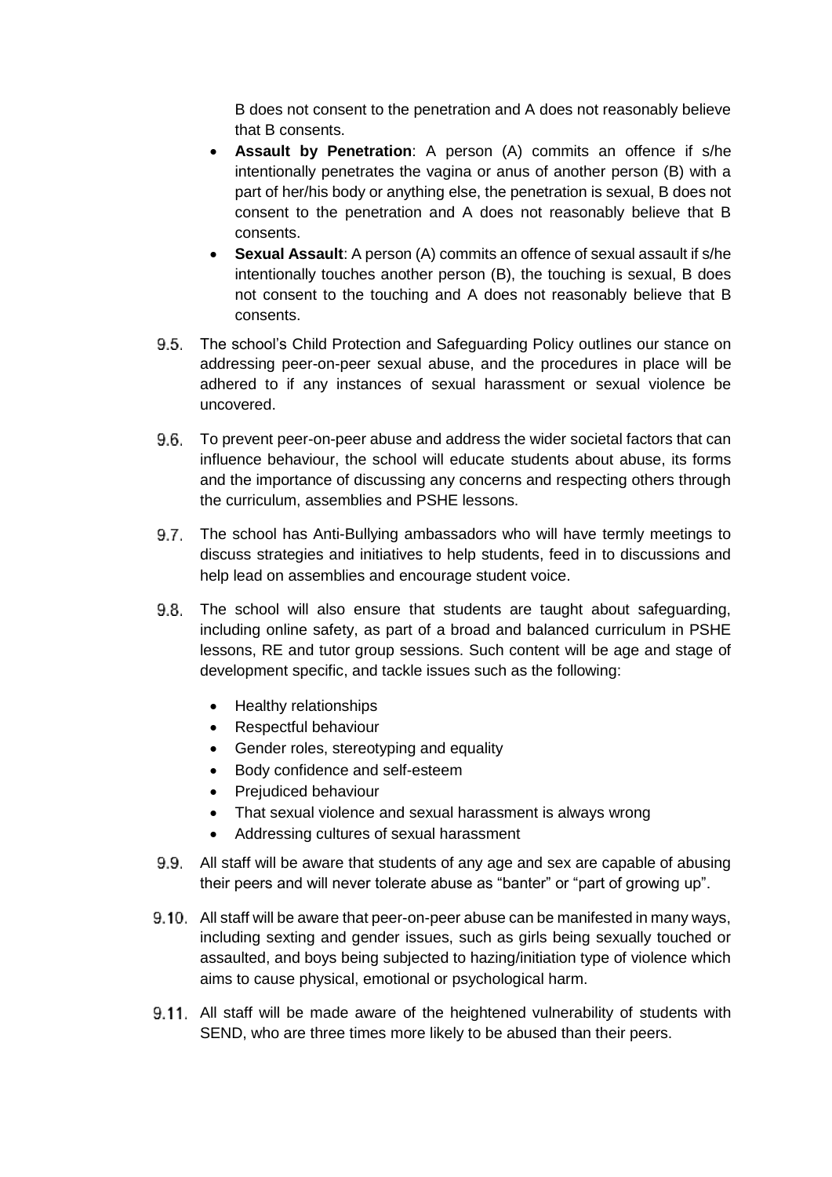B does not consent to the penetration and A does not reasonably believe that B consents.

- **Assault by Penetration**: A person (A) commits an offence if s/he intentionally penetrates the vagina or anus of another person (B) with a part of her/his body or anything else, the penetration is sexual, B does not consent to the penetration and A does not reasonably believe that B consents.
- **Sexual Assault**: A person (A) commits an offence of sexual assault if s/he intentionally touches another person (B), the touching is sexual, B does not consent to the touching and A does not reasonably believe that B consents.

9.5. The school's Child Protection and Safeguarding Policy outlines our stance on addressing peer-on-peer sexual abuse, and the procedures in place will be adhered to if any instances of sexual harassment or sexual violence be uncovered.

9.6. To prevent peer-on-peer abuse and address the wider societal factors that can influence behaviour, the school will educate students about abuse, its forms and the importance of discussing any concerns and respecting others through the curriculum, assemblies and PSHE lessons.

9.7. The school has Anti-Bullying ambassadors who will have termly meetings to discuss strategies and initiatives to help students, feed in to discussions and help lead on assemblies and encourage student voice.

9.8. The school will also ensure that students are taught about safeguarding, including online safety, as part of a broad and balanced curriculum in PSHE lessons, RE and tutor group sessions. Such content will be age and stage of development specific, and tackle issues such as the following:

- Healthy relationships
- Respectful behaviour
- Gender roles, stereotyping and equality
- Body confidence and self-esteem
- Prejudiced behaviour
- That sexual violence and sexual harassment is always wrong
- Addressing cultures of sexual harassment

9.9. All staff will be aware that students of any age and sex are capable of abusing their peers and will never tolerate abuse as "banter" or "part of growing up".

9.10. All staff will be aware that peer-on-peer abuse can be manifested in many ways, including sexting and gender issues, such as girls being sexually touched or assaulted, and boys being subjected to hazing/initiation type of violence which aims to cause physical, emotional or psychological harm.

9.11. All staff will be made aware of the heightened vulnerability of students with SEND, who are three times more likely to be abused than their peers.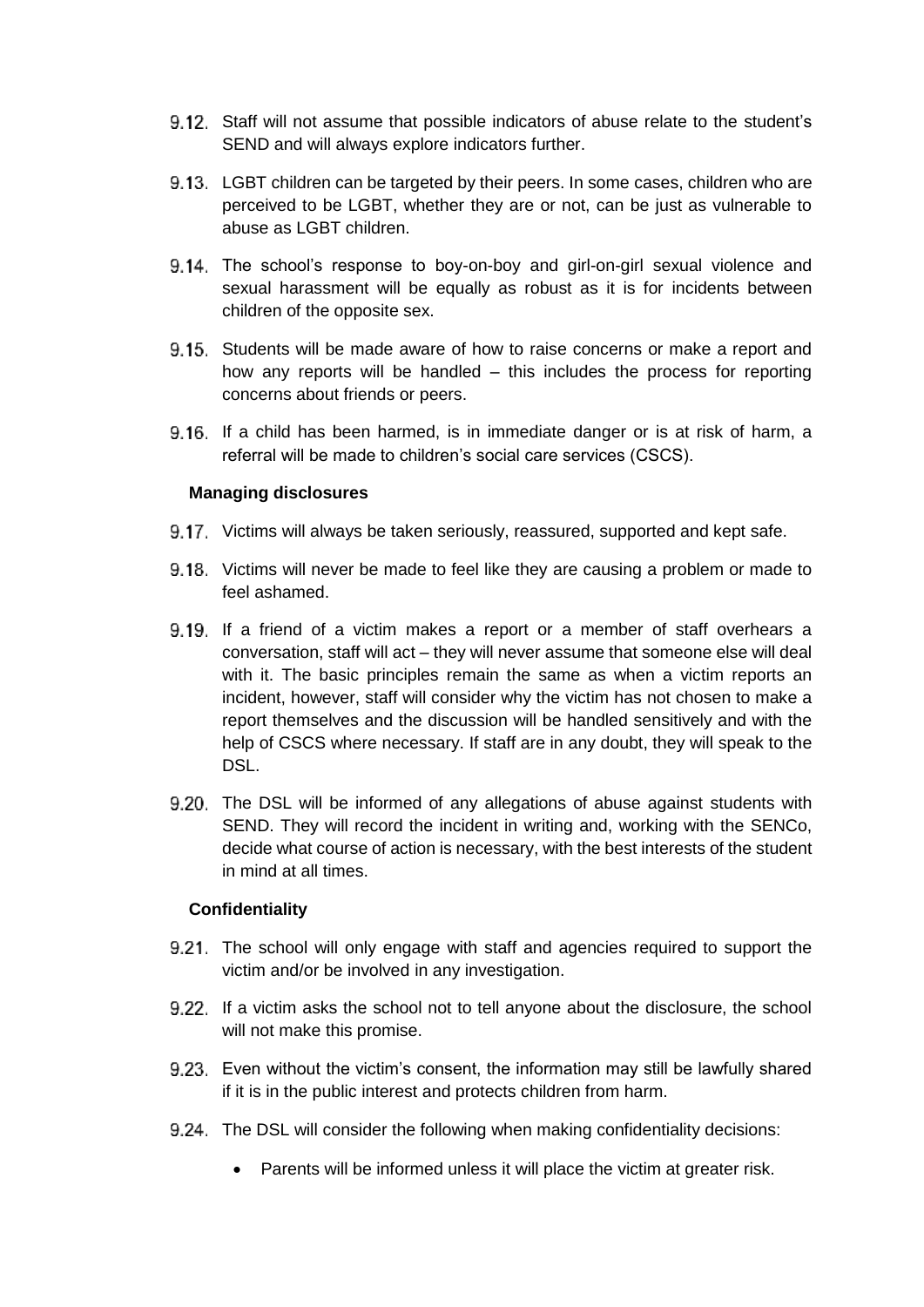9.12. Staff will not assume that possible indicators of abuse relate to the student's SEND and will always explore indicators further.

9.13. LGBT children can be targeted by their peers. In some cases, children who are perceived to be LGBT, whether they are or not, can be just as vulnerable to abuse as LGBT children.

9.14. The school's response to boy-on-boy and girl-on-girl sexual violence and sexual harassment will be equally as robust as it is for incidents between children of the opposite sex.

9.15. Students will be made aware of how to raise concerns or make a report and how any reports will be handled – this includes the process for reporting concerns about friends or peers.

9.16. If a child has been harmed, is in immediate danger or is at risk of harm, a referral will be made to children's social care services (CSCS).

**Managing disclosures**

9.17. Victims will always be taken seriously, reassured, supported and kept safe.

9.18. Victims will never be made to feel like they are causing a problem or made to feel ashamed.

9.19. If a friend of a victim makes a report or a member of staff overhears a conversation, staff will act – they will never assume that someone else will deal with it. The basic principles remain the same as when a victim reports an incident, however, staff will consider why the victim has not chosen to make a report themselves and the discussion will be handled sensitively and with the help of CSCS where necessary. If staff are in any doubt, they will speak to the DSL.

9.20. The DSL will be informed of any allegations of abuse against students with SEND. They will record the incident in writing and, working with the SENCo, decide what course of action is necessary, with the best interests of the student in mind at all times.

**Confidentiality**

9.21. The school will only engage with staff and agencies required to support the victim and/or be involved in any investigation.

9.22. If a victim asks the school not to tell anyone about the disclosure, the school will not make this promise.

9.23. Even without the victim's consent, the information may still be lawfully shared if it is in the public interest and protects children from harm.

9.24. The DSL will consider the following when making confidentiality decisions:

- Parents will be informed unless it will place the victim at greater risk.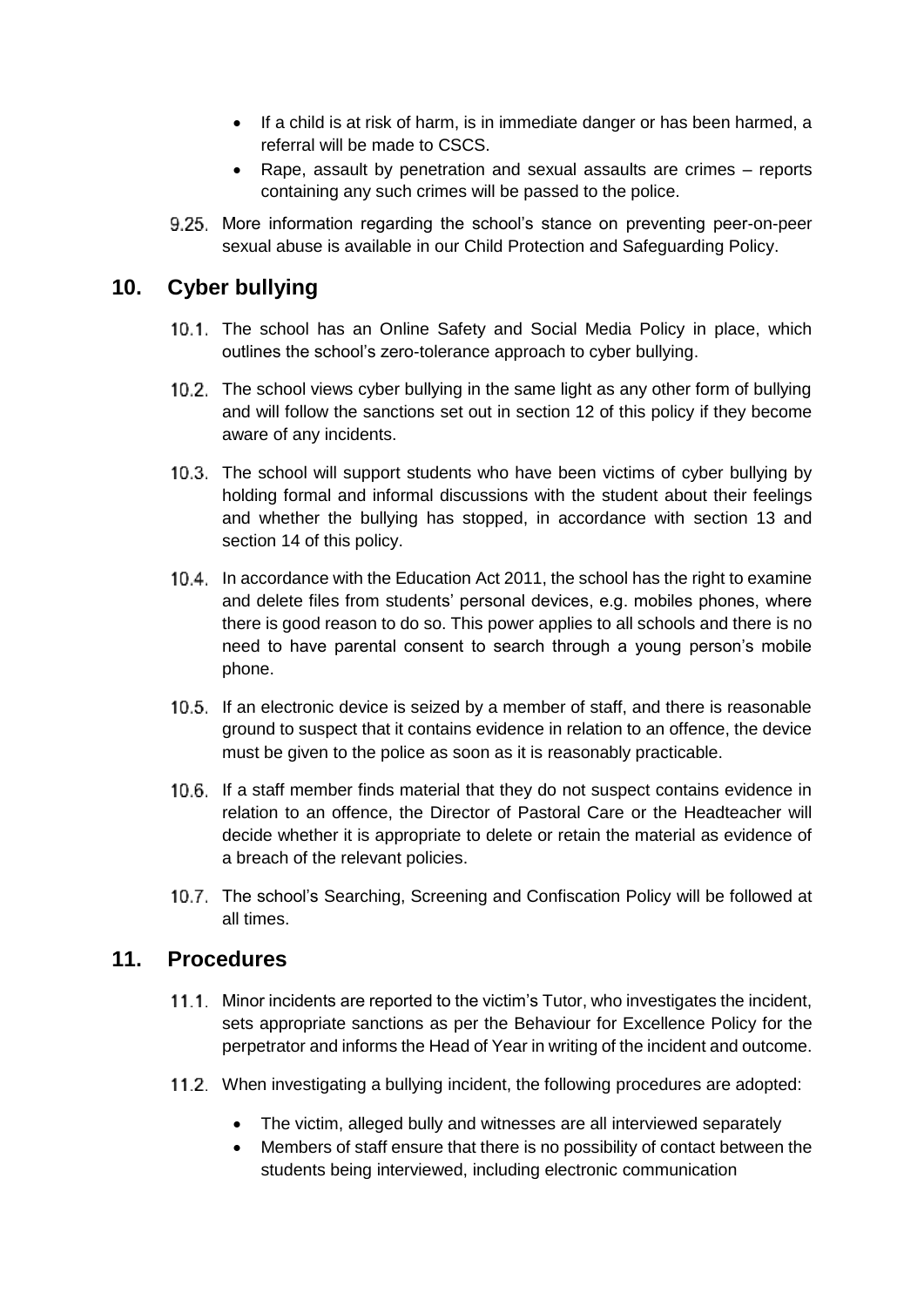- If a child is at risk of harm, is in immediate danger or has been harmed, a referral will be made to CSCS.
- Rape, assault by penetration and sexual assaults are crimes – reports containing any such crimes will be passed to the police.

9.25. More information regarding the school's stance on preventing peer-on-peer sexual abuse is available in our Child Protection and Safeguarding Policy.

## 10. Cyber bullying

10.1. The school has an Online Safety and Social Media Policy in place, which outlines the school's zero-tolerance approach to cyber bullying.

10.2. The school views cyber bullying in the same light as any other form of bullying and will follow the sanctions set out in section 12 of this policy if they become aware of any incidents.

10.3. The school will support students who have been victims of cyber bullying by holding formal and informal discussions with the student about their feelings and whether the bullying has stopped, in accordance with section 13 and section 14 of this policy.

10.4. In accordance with the Education Act 2011, the school has the right to examine and delete files from students' personal devices, e.g. mobiles phones, where there is good reason to do so. This power applies to all schools and there is no need to have parental consent to search through a young person's mobile phone.

10.5. If an electronic device is seized by a member of staff, and there is reasonable ground to suspect that it contains evidence in relation to an offence, the device must be given to the police as soon as it is reasonably practicable.

10.6. If a staff member finds material that they do not suspect contains evidence in relation to an offence, the Director of Pastoral Care or the Headteacher will decide whether it is appropriate to delete or retain the material as evidence of a breach of the relevant policies.

10.7. The school's Searching, Screening and Confiscation Policy will be followed at all times.

## 11. Procedures

11.1. Minor incidents are reported to the victim's Tutor, who investigates the incident, sets appropriate sanctions as per the Behaviour for Excellence Policy for the perpetrator and informs the Head of Year in writing of the incident and outcome.

11.2. When investigating a bullying incident, the following procedures are adopted:

- The victim, alleged bully and witnesses are all interviewed separately
- Members of staff ensure that there is no possibility of contact between the students being interviewed, including electronic communication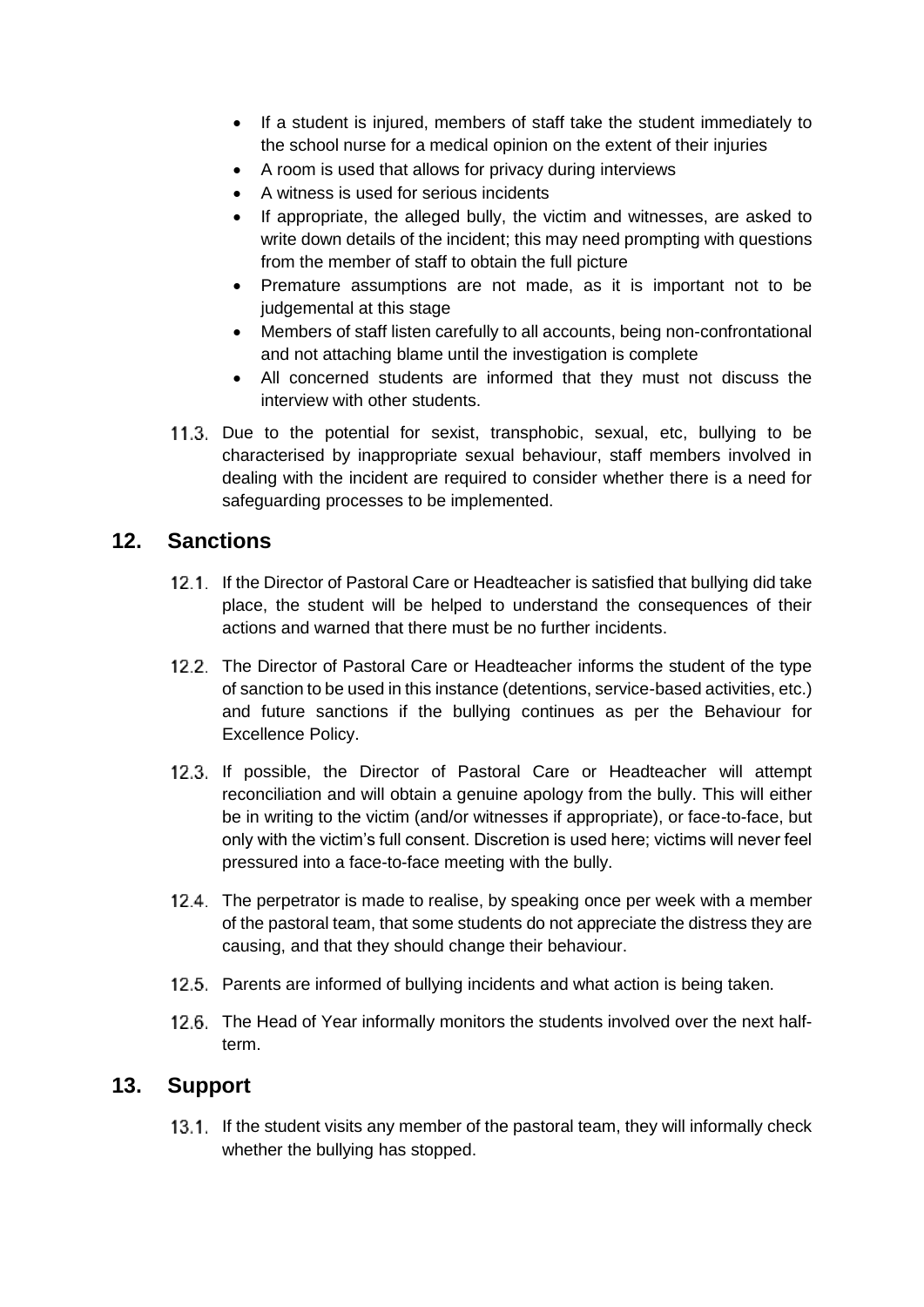- If a student is injured, members of staff take the student immediately to the school nurse for a medical opinion on the extent of their injuries
- A room is used that allows for privacy during interviews
- A witness is used for serious incidents
- If appropriate, the alleged bully, the victim and witnesses, are asked to write down details of the incident; this may need prompting with questions from the member of staff to obtain the full picture
- Premature assumptions are not made, as it is important not to be judgemental at this stage
- Members of staff listen carefully to all accounts, being non-confrontational and not attaching blame until the investigation is complete
- All concerned students are informed that they must not discuss the interview with other students.

11.3. Due to the potential for sexist, transphobic, sexual, etc, bullying to be characterised by inappropriate sexual behaviour, staff members involved in dealing with the incident are required to consider whether there is a need for safeguarding processes to be implemented.

## 12. Sanctions

12.1. If the Director of Pastoral Care or Headteacher is satisfied that bullying did take place, the student will be helped to understand the consequences of their actions and warned that there must be no further incidents.

12.2. The Director of Pastoral Care or Headteacher informs the student of the type of sanction to be used in this instance (detentions, service-based activities, etc.) and future sanctions if the bullying continues as per the Behaviour for Excellence Policy.

12.3. If possible, the Director of Pastoral Care or Headteacher will attempt reconciliation and will obtain a genuine apology from the bully. This will either be in writing to the victim (and/or witnesses if appropriate), or face-to-face, but only with the victim's full consent. Discretion is used here; victims will never feel pressured into a face-to-face meeting with the bully.

12.4. The perpetrator is made to realise, by speaking once per week with a member of the pastoral team, that some students do not appreciate the distress they are causing, and that they should change their behaviour.

12.5. Parents are informed of bullying incidents and what action is being taken.

12.6. The Head of Year informally monitors the students involved over the next half-term.

## 13. Support

13.1. If the student visits any member of the pastoral team, they will informally check whether the bullying has stopped.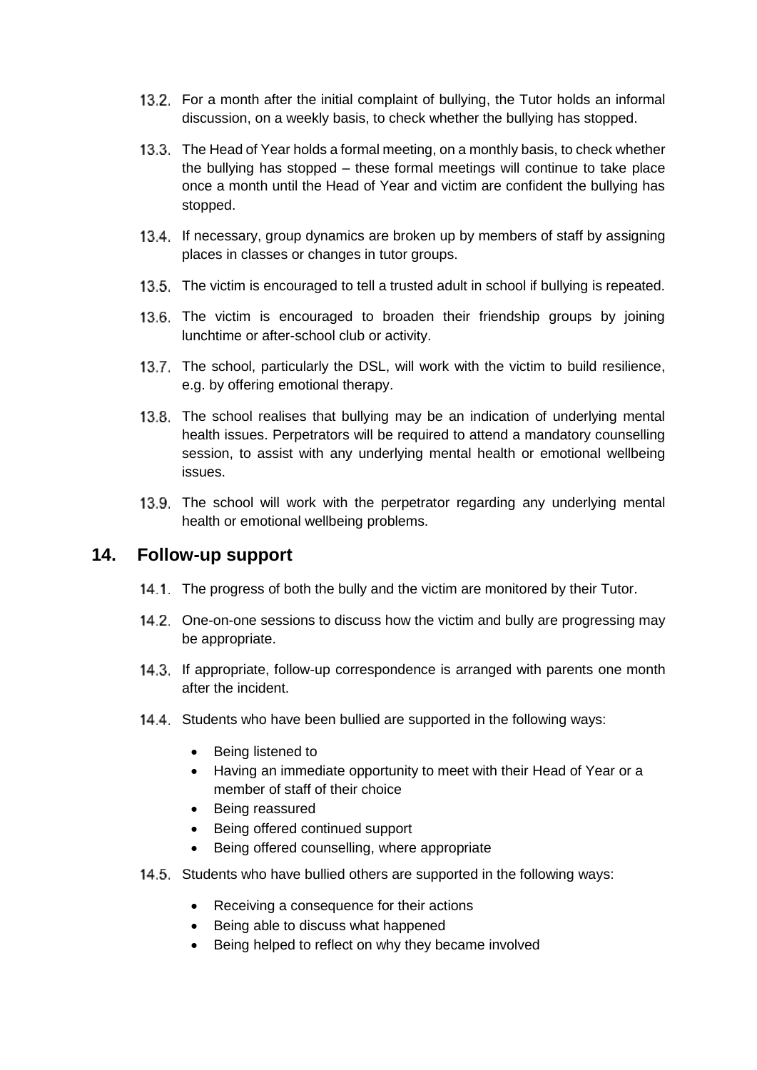13.2. For a month after the initial complaint of bullying, the Tutor holds an informal discussion, on a weekly basis, to check whether the bullying has stopped.

13.3. The Head of Year holds a formal meeting, on a monthly basis, to check whether the bullying has stopped – these formal meetings will continue to take place once a month until the Head of Year and victim are confident the bullying has stopped.

13.4. If necessary, group dynamics are broken up by members of staff by assigning places in classes or changes in tutor groups.

13.5. The victim is encouraged to tell a trusted adult in school if bullying is repeated.

13.6. The victim is encouraged to broaden their friendship groups by joining lunchtime or after-school club or activity.

13.7. The school, particularly the DSL, will work with the victim to build resilience, e.g. by offering emotional therapy.

13.8. The school realises that bullying may be an indication of underlying mental health issues. Perpetrators will be required to attend a mandatory counselling session, to assist with any underlying mental health or emotional wellbeing issues.

13.9. The school will work with the perpetrator regarding any underlying mental health or emotional wellbeing problems.

## 14. Follow-up support

14.1. The progress of both the bully and the victim are monitored by their Tutor.

14.2. One-on-one sessions to discuss how the victim and bully are progressing may be appropriate.

14.3. If appropriate, follow-up correspondence is arranged with parents one month after the incident.

14.4. Students who have been bullied are supported in the following ways:

- Being listened to
- Having an immediate opportunity to meet with their Head of Year or a member of staff of their choice
- Being reassured
- Being offered continued support
- Being offered counselling, where appropriate

14.5. Students who have bullied others are supported in the following ways:

- Receiving a consequence for their actions
- Being able to discuss what happened
- Being helped to reflect on why they became involved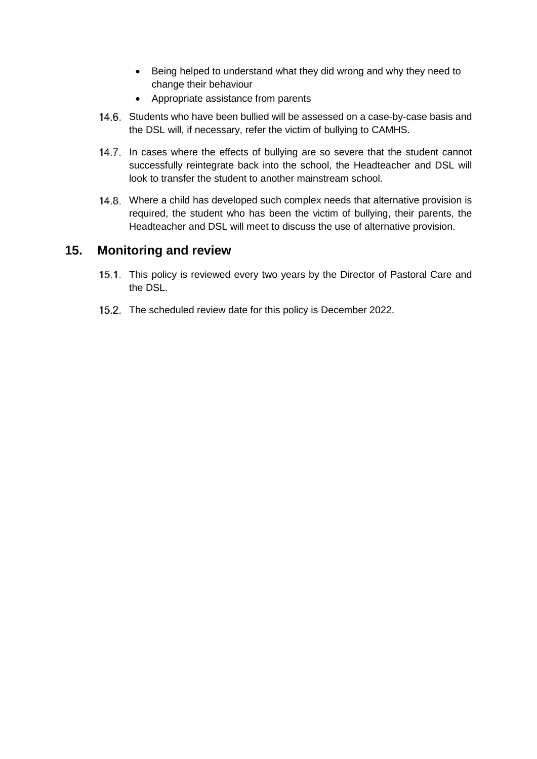- Being helped to understand what they did wrong and why they need to change their behaviour
- Appropriate assistance from parents

14.6. Students who have been bullied will be assessed on a case-by-case basis and the DSL will, if necessary, refer the victim of bullying to CAMHS.

14.7. In cases where the effects of bullying are so severe that the student cannot successfully reintegrate back into the school, the Headteacher and DSL will look to transfer the student to another mainstream school.

14.8. Where a child has developed such complex needs that alternative provision is required, the student who has been the victim of bullying, their parents, the Headteacher and DSL will meet to discuss the use of alternative provision.

## 15. Monitoring and review

15.1. This policy is reviewed every two years by the Director of Pastoral Care and the DSL.

15.2. The scheduled review date for this policy is December 2022.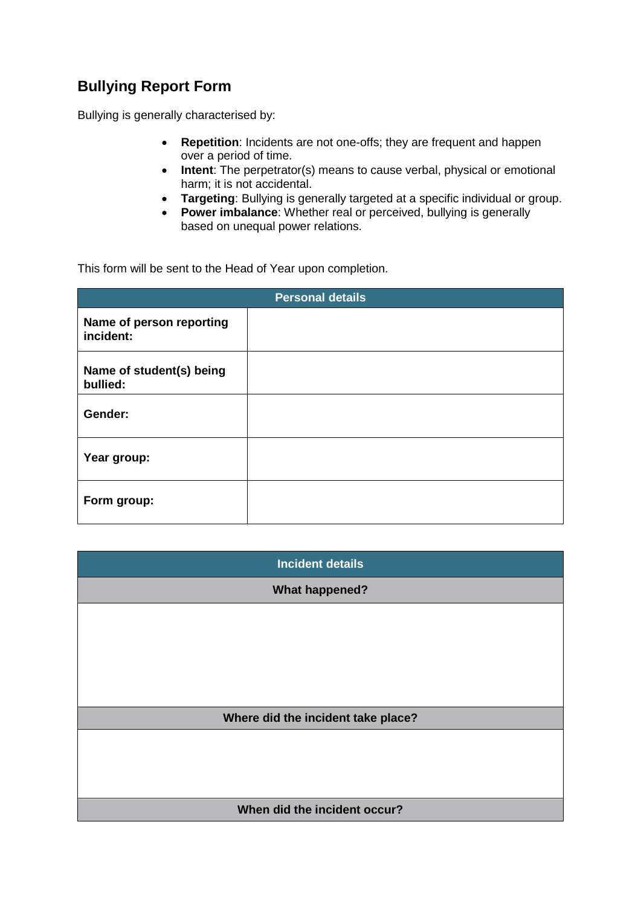## Bullying Report Form

Bullying is generally characterised by:

- **Repetition**: Incidents are not one-offs; they are frequent and happen over a period of time.
- **Intent**: The perpetrator(s) means to cause verbal, physical or emotional harm; it is not accidental.
- **Targeting**: Bullying is generally targeted at a specific individual or group.
- **Power imbalance**: Whether real or perceived, bullying is generally based on unequal power relations.

This form will be sent to the Head of Year upon completion.

| Personal details | |
|---|---|
| **Name of person reporting incident:** | |
| **Name of student(s) being bullied:** | |
| **Gender:** | |
| **Year group:** | |
| **Form group:** | |

| Incident details |
|---|
| **What happened?** |
| |
| **Where did the incident take place?** |
| |
| **When did the incident occur?** |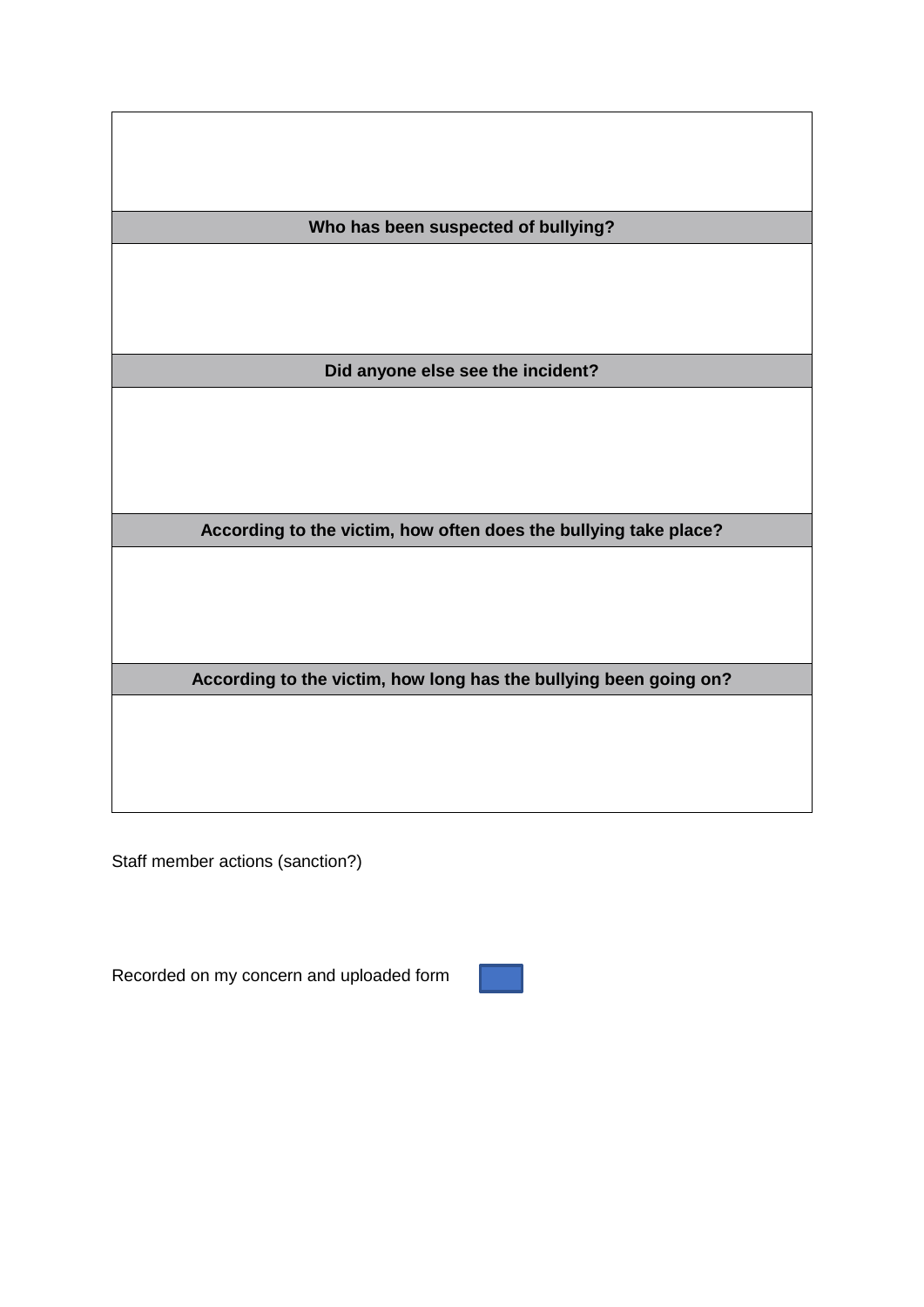| |
|---|
| |
| **Who has been suspected of bullying?** |
| |
| **Did anyone else see the incident?** |
| |
| **According to the victim, how often does the bullying take place?** |
| |
| **According to the victim, how long has the bullying been going on?** |
| |

Staff member actions (sanction?)

Recorded on my concern and uploaded form ☐